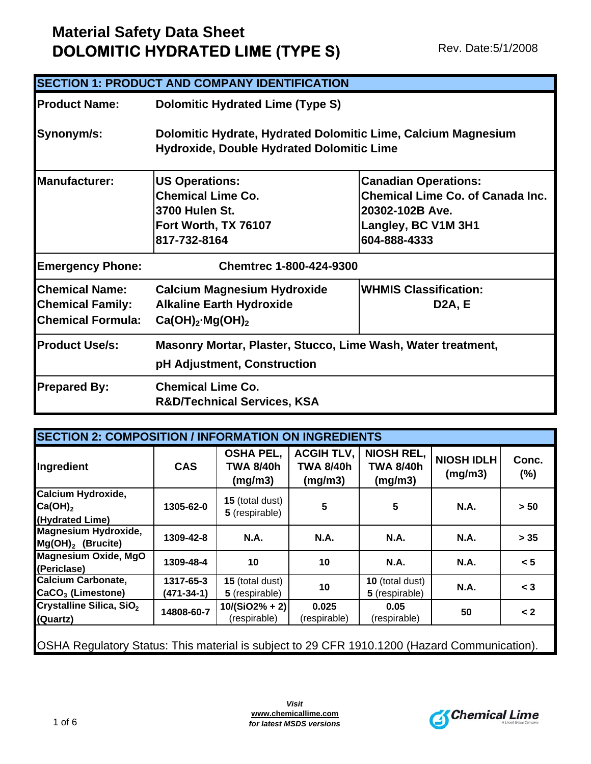# Material Safety Data Sheet
# DOLOMITIC HYDRATED LIME (TYPE S)

Rev. Date:5/1/2008

## SECTION 1: PRODUCT AND COMPANY IDENTIFICATION

| | | |
|---|---|---|
| **Product Name:** | **Dolomitic Hydrated Lime (Type S)** | |
| **Synonym/s:** | **Dolomitic Hydrate, Hydrated Dolomitic Lime, Calcium Magnesium Hydroxide, Double Hydrated Dolomitic Lime** | |
| **Manufacturer:** | **US Operations:**<br>**Chemical Lime Co.**<br>**3700 Hulen St.**<br>**Fort Worth, TX 76107**<br>**817-732-8164** | **Canadian Operations:**<br>**Chemical Lime Co. of Canada Inc.**<br>**20302-102B Ave.**<br>**Langley, BC V1M 3H1**<br>**604-888-4333** |
| **Emergency Phone:** | **Chemtrec 1-800-424-9300** | |
| **Chemical Name:**<br>**Chemical Family:**<br>**Chemical Formula:** | **Calcium Magnesium Hydroxide**<br>**Alkaline Earth Hydroxide**<br>$Ca(OH)_2 \cdot Mg(OH)_2$ | **WHMIS Classification:**<br>**D2A, E** |
| **Product Use/s:** | **Masonry Mortar, Plaster, Stucco, Lime Wash, Water treatment, pH Adjustment, Construction** | |
| **Prepared By:** | **Chemical Lime Co.**<br>**R&D/Technical Services, KSA** | |

## SECTION 2: COMPOSITION / INFORMATION ON INGREDIENTS

| Ingredient | CAS | OSHA PEL, TWA 8/40h (mg/m3) | ACGIH TLV, TWA 8/40h (mg/m3) | NIOSH REL, TWA 8/40h (mg/m3) | NIOSH IDLH (mg/m3) | Conc. (%) |
|---|---|---|---|---|---|---|
| **Calcium Hydroxide, $Ca(OH)_2$ (Hydrated Lime)** | 1305-62-0 | **15** (total dust)<br>**5** (respirable) | 5 | 5 | N.A. | > 50 |
| **Magnesium Hydroxide, $Mg(OH)_2$ (Brucite)** | 1309-42-8 | N.A. | N.A. | N.A. | N.A. | > 35 |
| **Magnesium Oxide, MgO (Periclase)** | 1309-48-4 | 10 | 10 | N.A. | N.A. | < 5 |
| **Calcium Carbonate, $CaCO_3$ (Limestone)** | 1317-65-3 (471-34-1) | **15** (total dust)<br>**5** (respirable) | 10 | **10** (total dust)<br>**5** (respirable) | N.A. | < 3 |
| **Crystalline Silica, $SiO_2$ (Quartz)** | 14808-60-7 | **10/($SiO_2$% + 2)** (respirable) | **0.025** (respirable) | **0.05** (respirable) | 50 | < 2 |

OSHA Regulatory Status: This material is subject to 29 CFR 1910.1200 (Hazard Communication).

*Visit* **www.chemicallime.com** *for latest MSDS versions*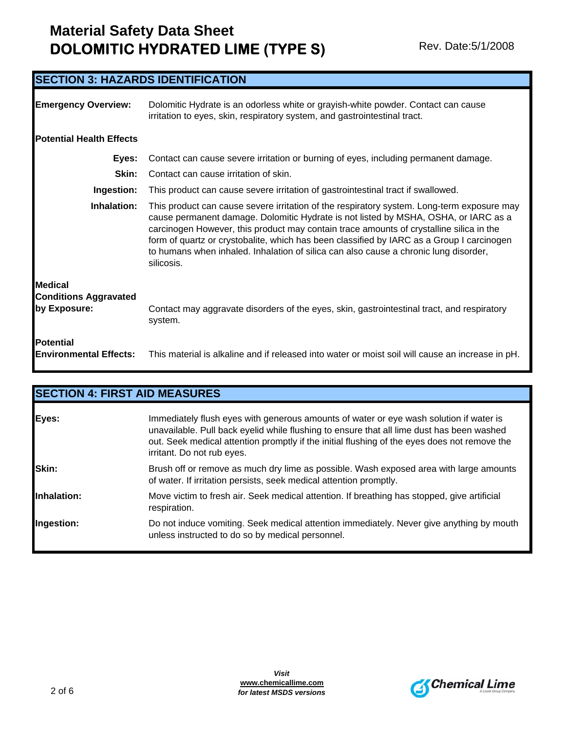## SECTION 3: HAZARDS IDENTIFICATION

**Emergency Overview:** Dolomitic Hydrate is an odorless white or grayish-white powder. Contact can cause irritation to eyes, skin, respiratory system, and gastrointestinal tract.

**Potential Health Effects**

**Eyes:** Contact can cause severe irritation or burning of eyes, including permanent damage.

**Skin:** Contact can cause irritation of skin.

**Ingestion:** This product can cause severe irritation of gastrointestinal tract if swallowed.

**Inhalation:** This product can cause severe irritation of the respiratory system. Long-term exposure may cause permanent damage. Dolomitic Hydrate is not listed by MSHA, OSHA, or IARC as a carcinogen However, this product may contain trace amounts of crystalline silica in the form of quartz or crystobalite, which has been classified by IARC as a Group I carcinogen to humans when inhaled. Inhalation of silica can also cause a chronic lung disorder, silicosis.

**Medical Conditions Aggravated by Exposure:** Contact may aggravate disorders of the eyes, skin, gastrointestinal tract, and respiratory system.

**Potential Environmental Effects:** This material is alkaline and if released into water or moist soil will cause an increase in pH.

## SECTION 4: FIRST AID MEASURES

**Eyes:** Immediately flush eyes with generous amounts of water or eye wash solution if water is unavailable. Pull back eyelid while flushing to ensure that all lime dust has been washed out. Seek medical attention promptly if the initial flushing of the eyes does not remove the irritant. Do not rub eyes.

**Skin:** Brush off or remove as much dry lime as possible. Wash exposed area with large amounts of water. If irritation persists, seek medical attention promptly.

**Inhalation:** Move victim to fresh air. Seek medical attention. If breathing has stopped, give artificial respiration.

**Ingestion:** Do not induce vomiting. Seek medical attention immediately. Never give anything by mouth unless instructed to do so by medical personnel.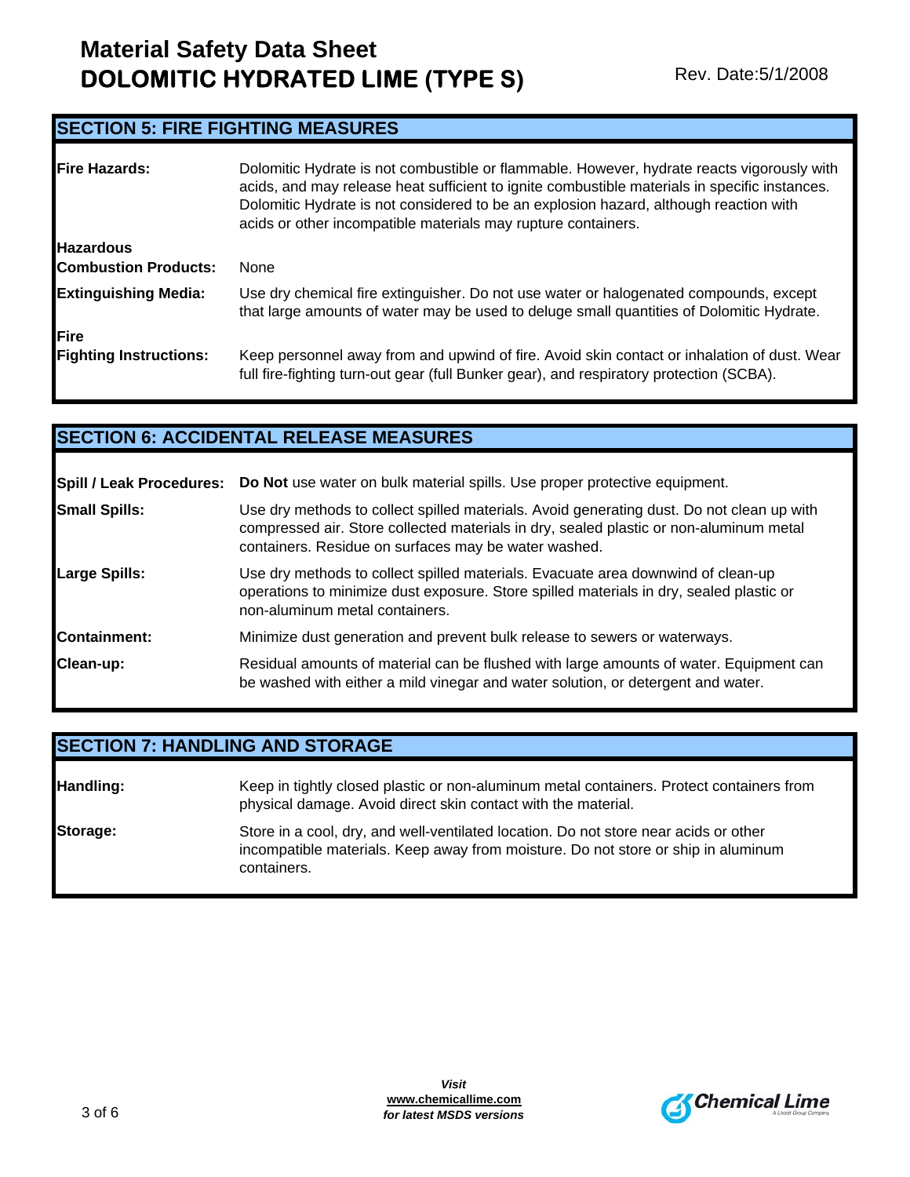# Material Safety Data Sheet
# DOLOMITIC HYDRATED LIME (TYPE S)

Rev. Date:5/1/2008

## SECTION 5: FIRE FIGHTING MEASURES

**Fire Hazards:** Dolomitic Hydrate is not combustible or flammable. However, hydrate reacts vigorously with acids, and may release heat sufficient to ignite combustible materials in specific instances. Dolomitic Hydrate is not considered to be an explosion hazard, although reaction with acids or other incompatible materials may rupture containers.

**Hazardous Combustion Products:** None

**Extinguishing Media:** Use dry chemical fire extinguisher. Do not use water or halogenated compounds, except that large amounts of water may be used to deluge small quantities of Dolomitic Hydrate.

**Fire Fighting Instructions:** Keep personnel away from and upwind of fire. Avoid skin contact or inhalation of dust. Wear full fire-fighting turn-out gear (full Bunker gear), and respiratory protection (SCBA).

## SECTION 6: ACCIDENTAL RELEASE MEASURES

**Spill / Leak Procedures:** **Do Not** use water on bulk material spills. Use proper protective equipment.

**Small Spills:** Use dry methods to collect spilled materials. Avoid generating dust. Do not clean up with compressed air. Store collected materials in dry, sealed plastic or non-aluminum metal containers. Residue on surfaces may be water washed.

**Large Spills:** Use dry methods to collect spilled materials. Evacuate area downwind of clean-up operations to minimize dust exposure. Store spilled materials in dry, sealed plastic or non-aluminum metal containers.

**Containment:** Minimize dust generation and prevent bulk release to sewers or waterways.

**Clean-up:** Residual amounts of material can be flushed with large amounts of water. Equipment can be washed with either a mild vinegar and water solution, or detergent and water.

## SECTION 7: HANDLING AND STORAGE

**Handling:** Keep in tightly closed plastic or non-aluminum metal containers. Protect containers from physical damage. Avoid direct skin contact with the material.

**Storage:** Store in a cool, dry, and well-ventilated location. Do not store near acids or other incompatible materials. Keep away from moisture. Do not store or ship in aluminum containers.

*Visit*
**www.chemicallime.com**
*for latest MSDS versions*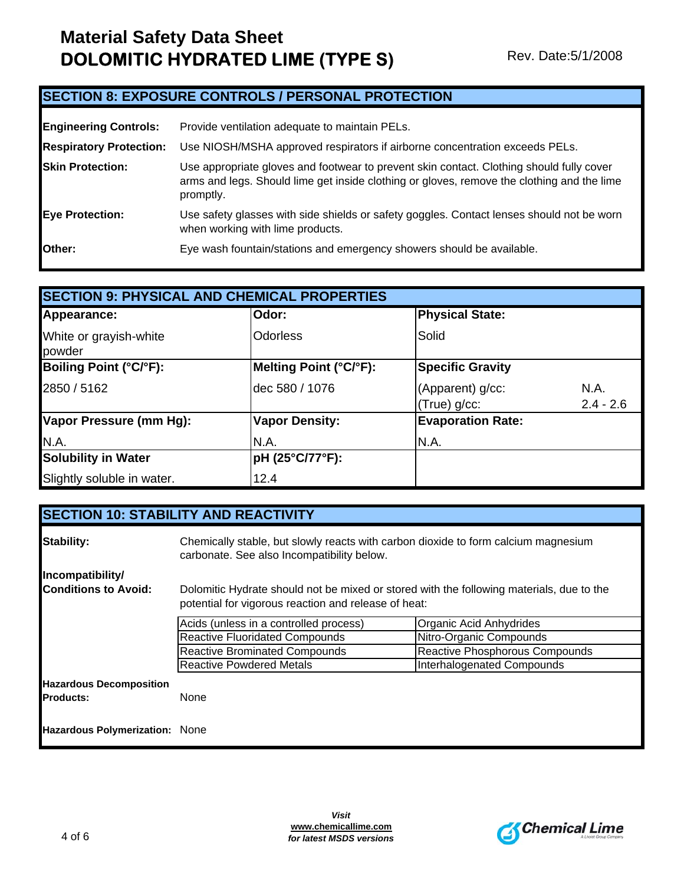# Material Safety Data Sheet
# DOLOMITIC HYDRATED LIME (TYPE S)

Rev. Date:5/1/2008

## SECTION 8: EXPOSURE CONTROLS / PERSONAL PROTECTION

**Engineering Controls:** Provide ventilation adequate to maintain PELs.

**Respiratory Protection:** Use NIOSH/MSHA approved respirators if airborne concentration exceeds PELs.

**Skin Protection:** Use appropriate gloves and footwear to prevent skin contact. Clothing should fully cover arms and legs. Should lime get inside clothing or gloves, remove the clothing and the lime promptly.

**Eye Protection:** Use safety glasses with side shields or safety goggles. Contact lenses should not be worn when working with lime products.

**Other:** Eye wash fountain/stations and emergency showers should be available.

## SECTION 9: PHYSICAL AND CHEMICAL PROPERTIES

| **Appearance:** | **Odor:** | **Physical State:** |
|---|---|---|
| White or grayish-white powder | Odorless | Solid |
| **Boiling Point (°C/°F):** | **Melting Point (°C/°F):** | **Specific Gravity** |
| 2850 / 5162 | dec 580 / 1076 | (Apparent) g/cc: N.A.<br>(True) g/cc: 2.4 - 2.6 |
| **Vapor Pressure (mm Hg):** | **Vapor Density:** | **Evaporation Rate:** |
| N.A. | N.A. | N.A. |
| **Solubility in Water** | **pH (25°C/77°F):** | |
| Slightly soluble in water. | 12.4 | |

## SECTION 10: STABILITY AND REACTIVITY

**Stability:** Chemically stable, but slowly reacts with carbon dioxide to form calcium magnesium carbonate. See also Incompatibility below.

**Incompatibility/ Conditions to Avoid:** Dolomitic Hydrate should not be mixed or stored with the following materials, due to the potential for vigorous reaction and release of heat:

| | |
|---|---|
| Acids (unless in a controlled process) | Organic Acid Anhydrides |
| Reactive Fluoridated Compounds | Nitro-Organic Compounds |
| Reactive Brominated Compounds | Reactive Phosphorous Compounds |
| Reactive Powdered Metals | Interhalogenated Compounds |

**Hazardous Decomposition Products:** None

**Hazardous Polymerization:** None

*Visit*
**www.chemicallime.com**
*for latest MSDS versions*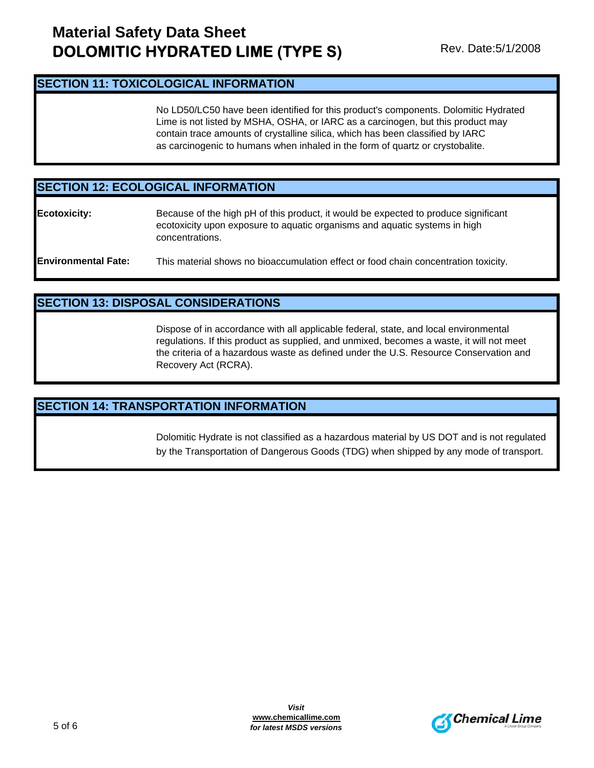## SECTION 11: TOXICOLOGICAL INFORMATION

No LD50/LC50 have been identified for this product's components. Dolomitic Hydrated Lime is not listed by MSHA, OSHA, or IARC as a carcinogen, but this product may contain trace amounts of crystalline silica, which has been classified by IARC as carcinogenic to humans when inhaled in the form of quartz or crystobalite.

## SECTION 12: ECOLOGICAL INFORMATION

**Ecotoxicity:** Because of the high pH of this product, it would be expected to produce significant ecotoxicity upon exposure to aquatic organisms and aquatic systems in high concentrations.

**Environmental Fate:** This material shows no bioaccumulation effect or food chain concentration toxicity.

## SECTION 13: DISPOSAL CONSIDERATIONS

Dispose of in accordance with all applicable federal, state, and local environmental regulations. If this product as supplied, and unmixed, becomes a waste, it will not meet the criteria of a hazardous waste as defined under the U.S. Resource Conservation and Recovery Act (RCRA).

## SECTION 14: TRANSPORTATION INFORMATION

Dolomitic Hydrate is not classified as a hazardous material by US DOT and is not regulated by the Transportation of Dangerous Goods (TDG) when shipped by any mode of transport.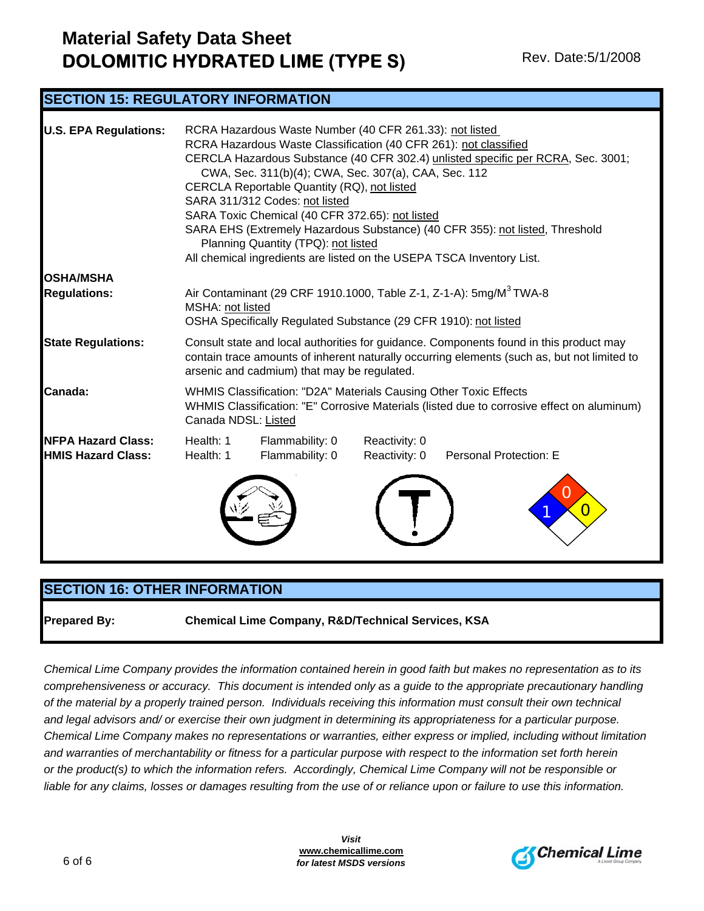# Material Safety Data Sheet
# DOLOMITIC HYDRATED LIME (TYPE S)

Rev. Date:5/1/2008

## SECTION 15: REGULATORY INFORMATION

**U.S. EPA Regulations:**

RCRA Hazardous Waste Number (40 CFR 261.33): not listed
RCRA Hazardous Waste Classification (40 CFR 261): not classified
CERCLA Hazardous Substance (40 CFR 302.4) unlisted specific per RCRA, Sec. 3001; CWA, Sec. 311(b)(4); CWA, Sec. 307(a), CAA, Sec. 112
CERCLA Reportable Quantity (RQ), not listed
SARA 311/312 Codes: not listed
SARA Toxic Chemical (40 CFR 372.65): not listed
SARA EHS (Extremely Hazardous Substance) (40 CFR 355): not listed, Threshold Planning Quantity (TPQ): not listed
All chemical ingredients are listed on the USEPA TSCA Inventory List.

**OSHA/MSHA Regulations:**

Air Contaminant (29 CRF 1910.1000, Table Z-1, Z-1-A): 5mg/M$^3$ TWA-8
MSHA: not listed
OSHA Specifically Regulated Substance (29 CFR 1910): not listed

**State Regulations:**

Consult state and local authorities for guidance. Components found in this product may contain trace amounts of inherent naturally occurring elements (such as, but not limited to arsenic and cadmium) that may be regulated.

**Canada:**

WHMIS Classification: "D2A" Materials Causing Other Toxic Effects
WHMIS Classification: "E" Corrosive Materials (listed due to corrosive effect on aluminum)
Canada NDSL: Listed

| | | | | |
|---|---|---|---|---|
| **NFPA Hazard Class:** | Health: 1 | Flammability: 0 | Reactivity: 0 | |
| **HMIS Hazard Class:** | Health: 1 | Flammability: 0 | Reactivity: 0 | Personal Protection: E |

0
1
0

## SECTION 16: OTHER INFORMATION

**Prepared By:** **Chemical Lime Company, R&D/Technical Services, KSA**

*Chemical Lime Company provides the information contained herein in good faith but makes no representation as to its comprehensiveness or accuracy. This document is intended only as a guide to the appropriate precautionary handling of the material by a properly trained person. Individuals receiving this information must consult their own technical and legal advisors and/ or exercise their own judgment in determining its appropriateness for a particular purpose. Chemical Lime Company makes no representations or warranties, either express or implied, including without limitation and warranties of merchantability or fitness for a particular purpose with respect to the information set forth herein or the product(s) to which the information refers. Accordingly, Chemical Lime Company will not be responsible or liable for any claims, losses or damages resulting from the use of or reliance upon or failure to use this information.*

***Visit***
**www.chemicallime.com**
***for latest MSDS versions***

Chemical Lime
A Lhoist Group Company